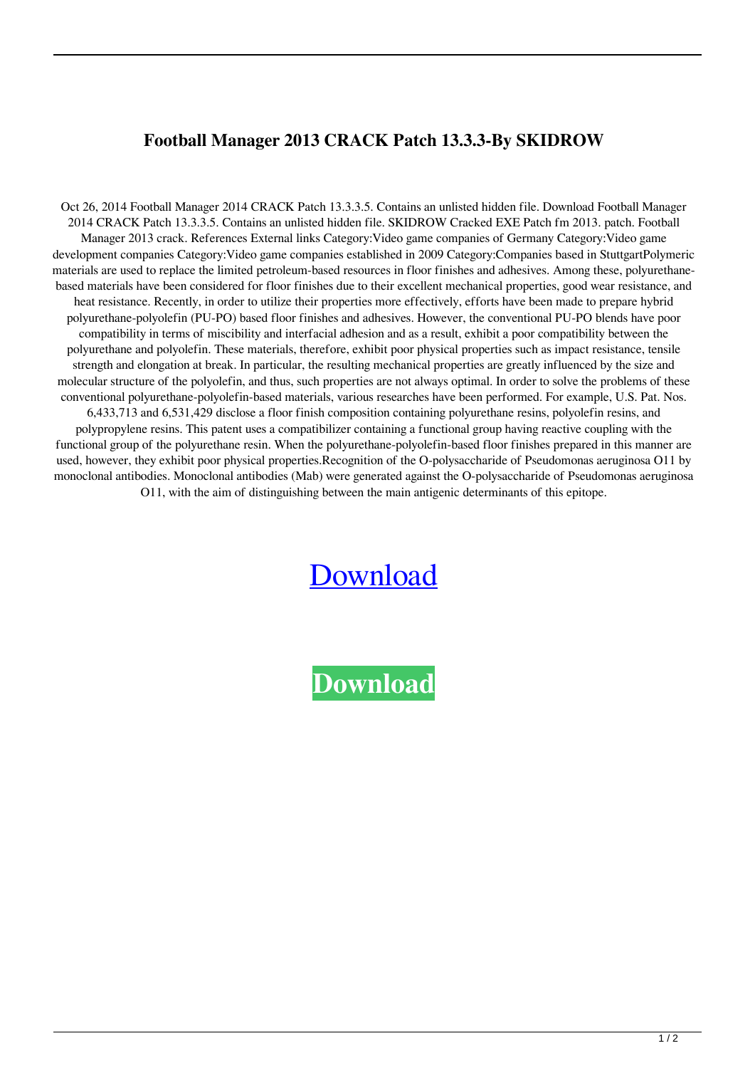# Football Manager 2013 CRACK Patch 13.3.3-By SKIDROW

Oct 26, 2014 Football Manager 2014 CRACK Patch 13.3.3.5. Contains an unlisted hidden file. Download Football Manager 2014 CRACK Patch 13.3.3.5. Contains an unlisted hidden file. SKIDROW Cracked EXE Patch fm 2013. patch. Football Manager 2013 crack. References External links Category:Video game companies of Germany Category:Video game development companies Category:Video game companies established in 2009 Category:Companies based in StuttgartPolymeric materials are used to replace the limited petroleum-based resources in floor finishes and adhesives. Among these, polyurethane-based materials have been considered for floor finishes due to their excellent mechanical properties, good wear resistance, and heat resistance. Recently, in order to utilize their properties more effectively, efforts have been made to prepare hybrid polyurethane-polyolefin (PU-PO) based floor finishes and adhesives. However, the conventional PU-PO blends have poor compatibility in terms of miscibility and interfacial adhesion and as a result, exhibit a poor compatibility between the polyurethane and polyolefin. These materials, therefore, exhibit poor physical properties such as impact resistance, tensile strength and elongation at break. In particular, the resulting mechanical properties are greatly influenced by the size and molecular structure of the polyolefin, and thus, such properties are not always optimal. In order to solve the problems of these conventional polyurethane-polyolefin-based materials, various researches have been performed. For example, U.S. Pat. Nos. 6,433,713 and 6,531,429 disclose a floor finish composition containing polyurethane resins, polyolefin resins, and polypropylene resins. This patent uses a compatibilizer containing a functional group having reactive coupling with the functional group of the polyurethane resin. When the polyurethane-polyolefin-based floor finishes prepared in this manner are used, however, they exhibit poor physical properties.Recognition of the O-polysaccharide of Pseudomonas aeruginosa O11 by monoclonal antibodies. Monoclonal antibodies (Mab) were generated against the O-polysaccharide of Pseudomonas aeruginosa O11, with the aim of distinguishing between the main antigenic determinants of this epitope.

Download

**Download**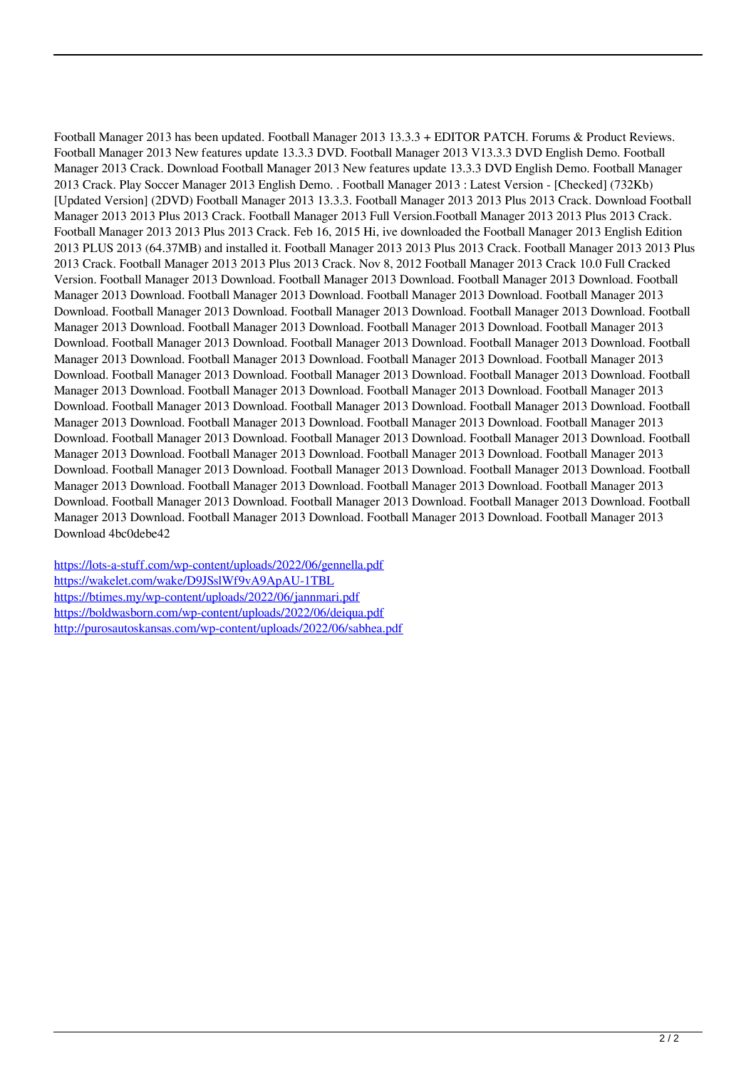Football Manager 2013 has been updated. Football Manager 2013 13.3.3 + EDITOR PATCH. Forums & Product Reviews. Football Manager 2013 New features update 13.3.3 DVD. Football Manager 2013 V13.3.3 DVD English Demo. Football Manager 2013 Crack. Download Football Manager 2013 New features update 13.3.3 DVD English Demo. Football Manager 2013 Crack. Play Soccer Manager 2013 English Demo. . Football Manager 2013 : Latest Version - [Checked] (732Kb) [Updated Version] (2DVD) Football Manager 2013 13.3.3. Football Manager 2013 2013 Plus 2013 Crack. Download Football Manager 2013 2013 Plus 2013 Crack. Football Manager 2013 Full Version.Football Manager 2013 2013 Plus 2013 Crack. Football Manager 2013 2013 Plus 2013 Crack. Feb 16, 2015 Hi, ive downloaded the Football Manager 2013 English Edition 2013 PLUS 2013 (64.37MB) and installed it. Football Manager 2013 2013 Plus 2013 Crack. Football Manager 2013 2013 Plus 2013 Crack. Football Manager 2013 2013 Plus 2013 Crack. Nov 8, 2012 Football Manager 2013 Crack 10.0 Full Cracked Version. Football Manager 2013 Download. Football Manager 2013 Download. Football Manager 2013 Download. Football Manager 2013 Download. Football Manager 2013 Download. Football Manager 2013 Download. Football Manager 2013 Download. Football Manager 2013 Download. Football Manager 2013 Download. Football Manager 2013 Download. Football Manager 2013 Download. Football Manager 2013 Download. Football Manager 2013 Download. Football Manager 2013 Download. Football Manager 2013 Download. Football Manager 2013 Download. Football Manager 2013 Download. Football Manager 2013 Download. Football Manager 2013 Download. Football Manager 2013 Download. Football Manager 2013 Download. Football Manager 2013 Download. Football Manager 2013 Download. Football Manager 2013 Download. Football Manager 2013 Download. Football Manager 2013 Download. Football Manager 2013 Download. Football Manager 2013 Download. Football Manager 2013 Download. Football Manager 2013 Download. Football Manager 2013 Download. Football Manager 2013 Download. Football Manager 2013 Download. Football Manager 2013 Download. Football Manager 2013 Download. Football Manager 2013 Download. Football Manager 2013 Download. Football Manager 2013 Download. Football Manager 2013 Download. Football Manager 2013 Download. Football Manager 2013 Download. Football Manager 2013 Download. Football Manager 2013 Download. Football Manager 2013 Download. Football Manager 2013 Download. Football Manager 2013 Download. Football Manager 2013 Download. Football Manager 2013 Download. Football Manager 2013 Download. Football Manager 2013 Download. Football Manager 2013 Download. Football Manager 2013 Download. Football Manager 2013 Download. Football Manager 2013 Download. Football Manager 2013 Download. Football Manager 2013 Download 4bc0debe42

https://lots-a-stuff.com/wp-content/uploads/2022/06/gennella.pdf
https://wakelet.com/wake/D9JSslWf9vA9ApAU-1TBL
https://btimes.my/wp-content/uploads/2022/06/jannmari.pdf
https://boldwasborn.com/wp-content/uploads/2022/06/deiqua.pdf
http://purosautoskansas.com/wp-content/uploads/2022/06/sabhea.pdf